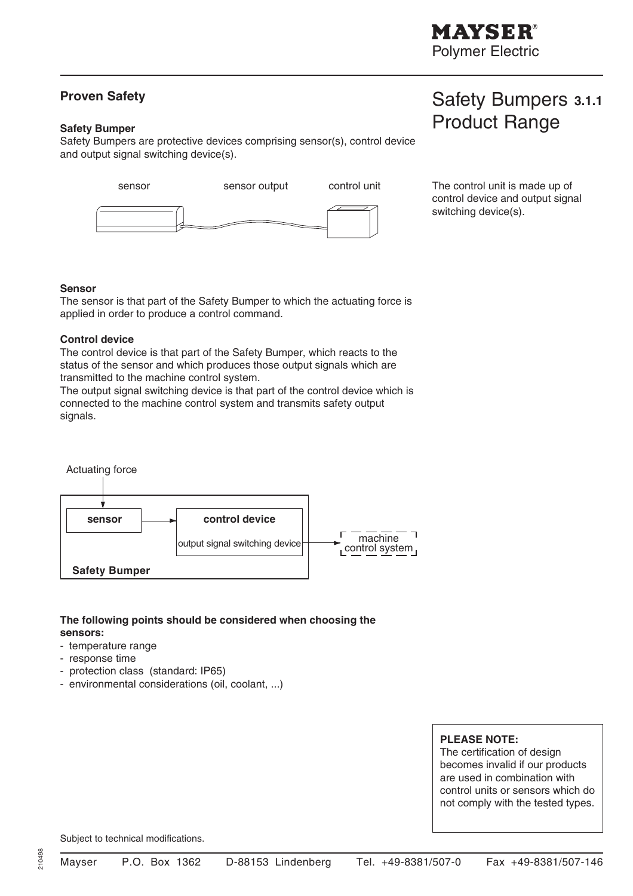# Safety Bumpers 3.1.1 Product Range

## Proven Safety

**Safety Bumper**

Safety Bumpers are protective devices comprising sensor(s), control device and output signal switching device(s).

sensor — sensor output — control unit

The control unit is made up of control device and output signal switching device(s).

**Sensor**

The sensor is that part of the Safety Bumper to which the actuating force is applied in order to produce a control command.

**Control device**

The control device is that part of the Safety Bumper, which reacts to the status of the sensor and which produces those output signals which are transmitted to the machine control system.

The output signal switching device is that part of the control device which is connected to the machine control system and transmits safety output signals.

Actuating force → **sensor** → **control device** (output signal switching device) → machine control system

**Safety Bumper**

**The following points should be considered when choosing the sensors:**

- temperature range
- response time
- protection class (standard: IP65)
- environmental considerations (oil, coolant, ...)

**PLEASE NOTE:**
The certification of design becomes invalid if our products are used in combination with control units or sensors which do not comply with the tested types.

Subject to technical modifications.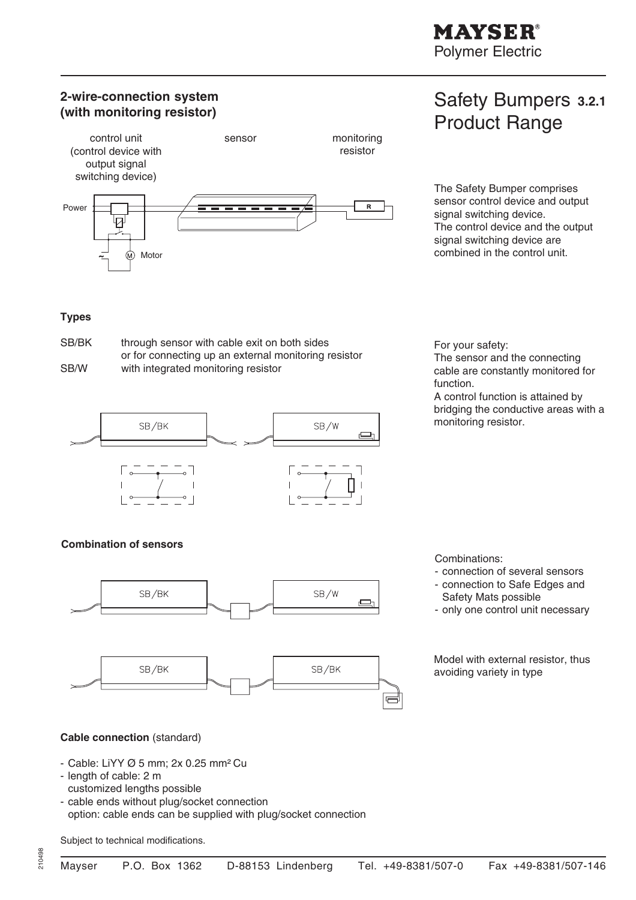## 2-wire-connection system (with monitoring resistor)

# Safety Bumpers 3.2.1 Product Range

The Safety Bumper comprises sensor control device and output signal switching device.
The control device and the output signal switching device are combined in the control unit.

### Types

SB/BK through sensor with cable exit on both sides or for connecting up an external monitoring resistor

SB/W with integrated monitoring resistor

For your safety:
The sensor and the connecting cable are constantly monitored for function.
A control function is attained by bridging the conductive areas with a monitoring resistor.

### Combination of sensors

Combinations:
- connection of several sensors
- connection to Safe Edges and Safety Mats possible
- only one control unit necessary

Model with external resistor, thus avoiding variety in type

### Cable connection (standard)

- Cable: LiYY Ø 5 mm; 2x 0.25 mm² Cu
- length of cable: 2 m
  customized lengths possible
- cable ends without plug/socket connection
  option: cable ends can be supplied with plug/socket connection

Subject to technical modifications.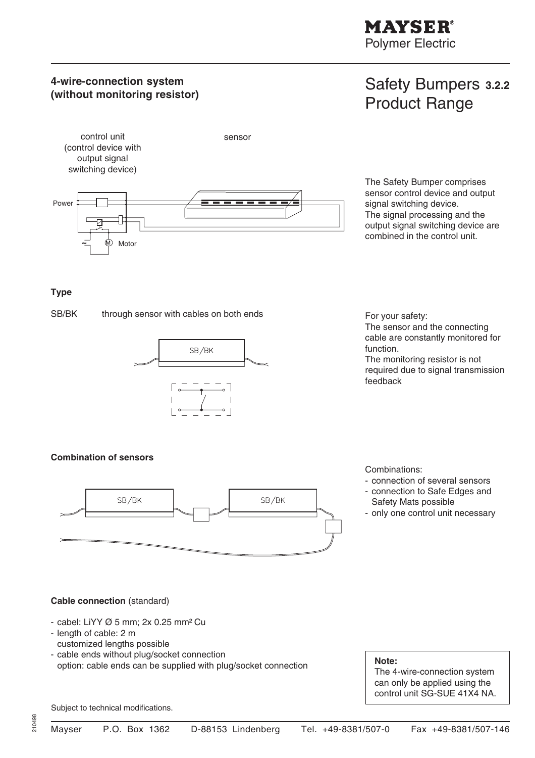# Safety Bumpers 3.2.2 Product Range

## 4-wire-connection system (without monitoring resistor)

control unit (control device with output signal switching device)

sensor

Power

Motor

The Safety Bumper comprises sensor control device and output signal switching device.
The signal processing and the output signal switching device are combined in the control unit.

### Type

SB/BK through sensor with cables on both ends

For your safety:
The sensor and the connecting cable are constantly monitored for function.
The monitoring resistor is not required due to signal transmission feedback

### Combination of sensors

Combinations:

- connection of several sensors
- connection to Safe Edges and Safety Mats possible
- only one control unit necessary

### Cable connection (standard)

- cabel: LiYY Ø 5 mm; 2x 0.25 mm² Cu
- length of cable: 2 m
  customized lengths possible
- cable ends without plug/socket connection
  option: cable ends can be supplied with plug/socket connection

**Note:**
The 4-wire-connection system can only be applied using the control unit SG-SUE 41X4 NA.

Subject to technical modifications.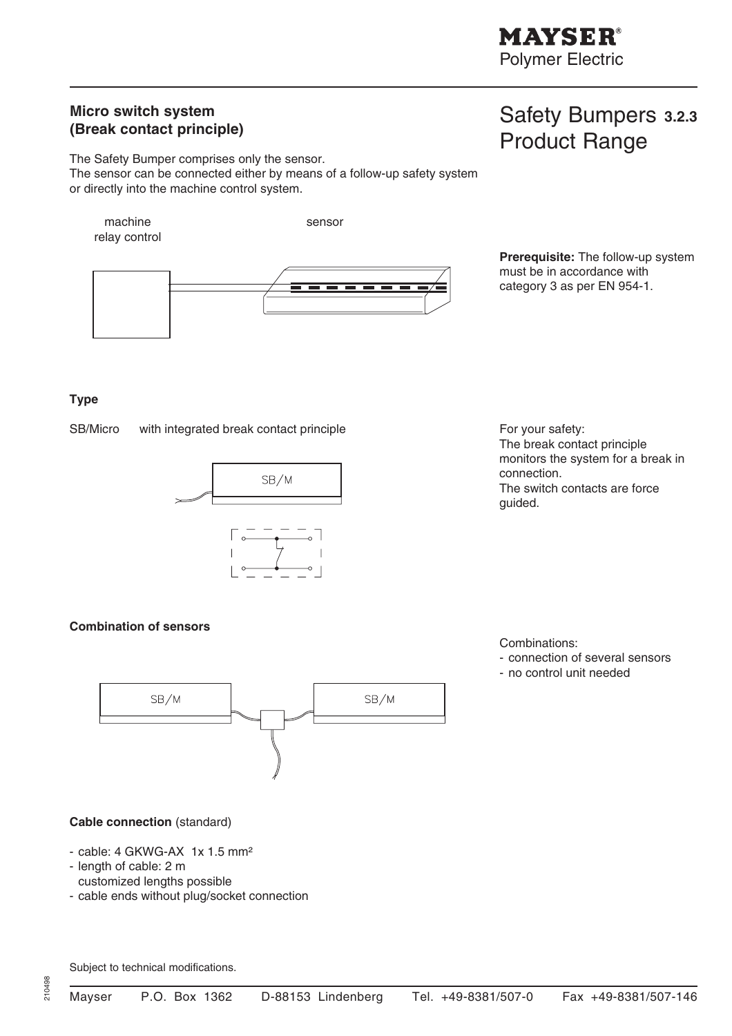# Safety Bumpers 3.2.3 Product Range

## Micro switch system (Break contact principle)

The Safety Bumper comprises only the sensor.
The sensor can be connected either by means of a follow-up safety system or directly into the machine control system.

machine relay control

sensor

**Prerequisite:** The follow-up system must be in accordance with category 3 as per EN 954-1.

### Type

SB/Micro with integrated break contact principle

SB/M

For your safety:
The break contact principle monitors the system for a break in connection.
The switch contacts are force guided.

### Combination of sensors

SB/M

SB/M

Combinations:

- connection of several sensors
- no control unit needed

### Cable connection (standard)

- cable: 4 GKWG-AX 1x 1.5 mm²
- length of cable: 2 m
  customized lengths possible
- cable ends without plug/socket connection

Subject to technical modifications.

210498

Mayser P.O. Box 1362 D-88153 Lindenberg Tel. +49-8381/507-0 Fax +49-8381/507-146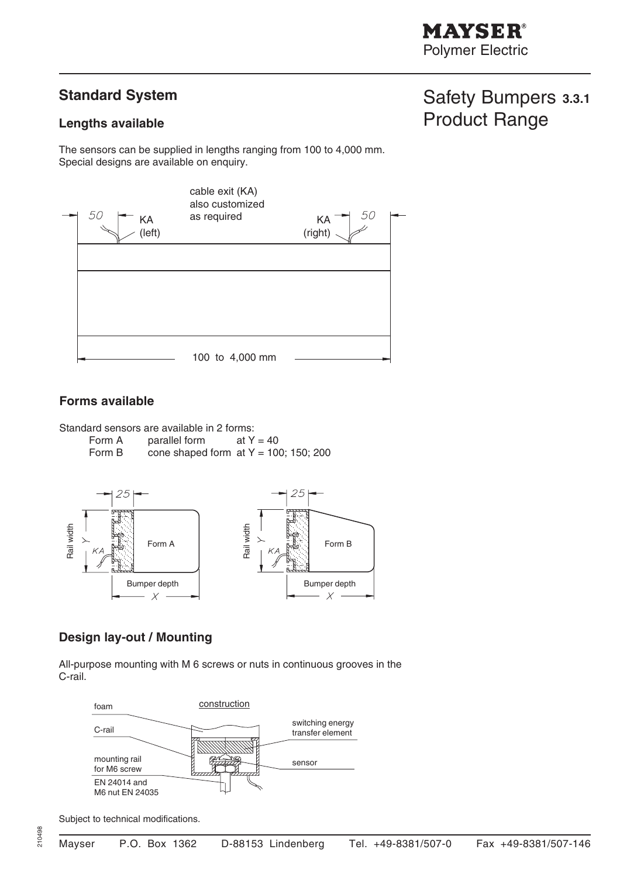## Standard System

# Safety Bumpers 3.3.1 Product Range

### Lengths available

The sensors can be supplied in lengths ranging from 100 to 4,000 mm.
Special designs are available on enquiry.

### Forms available

Standard sensors are available in 2 forms:

Form A parallel form at Y = 40
Form B cone shaped form at Y = 100; 150; 200

### Design lay-out / Mounting

All-purpose mounting with M 6 screws or nuts in continuous grooves in the C-rail.

Subject to technical modifications.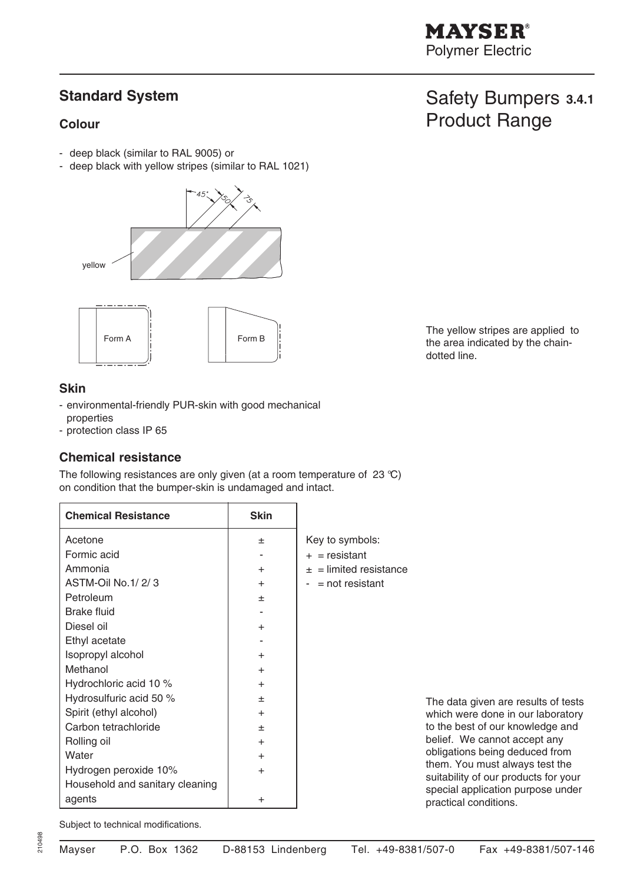# Safety Bumpers 3.4.1 Product Range

## Standard System

### Colour

- deep black (similar to RAL 9005) or
- deep black with yellow stripes (similar to RAL 1021)

yellow

45° 50 75

Form A Form B

The yellow stripes are applied to the area indicated by the chain-dotted line.

### Skin

- environmental-friendly PUR-skin with good mechanical properties
- protection class IP 65

### Chemical resistance

The following resistances are only given (at a room temperature of 23 °C) on condition that the bumper-skin is undamaged and intact.

| Chemical Resistance | Skin |
|---|---|
| Acetone | ± |
| Formic acid | - |
| Ammonia | + |
| ASTM-Oil No.1/ 2/ 3 | + |
| Petroleum | ± |
| Brake fluid | - |
| Diesel oil | + |
| Ethyl acetate | - |
| Isopropyl alcohol | + |
| Methanol | + |
| Hydrochloric acid 10 % | + |
| Hydrosulfuric acid 50 % | ± |
| Spirit (ethyl alcohol) | + |
| Carbon tetrachloride | ± |
| Rolling oil | + |
| Water | + |
| Hydrogen peroxide 10% | + |
| Household and sanitary cleaning agents | + |

Key to symbols:
+ = resistant
± = limited resistance
- = not resistant

The data given are results of tests which were done in our laboratory to the best of our knowledge and belief. We cannot accept any obligations being deduced from them. You must always test the suitability of our products for your special application purpose under practical conditions.

Subject to technical modifications.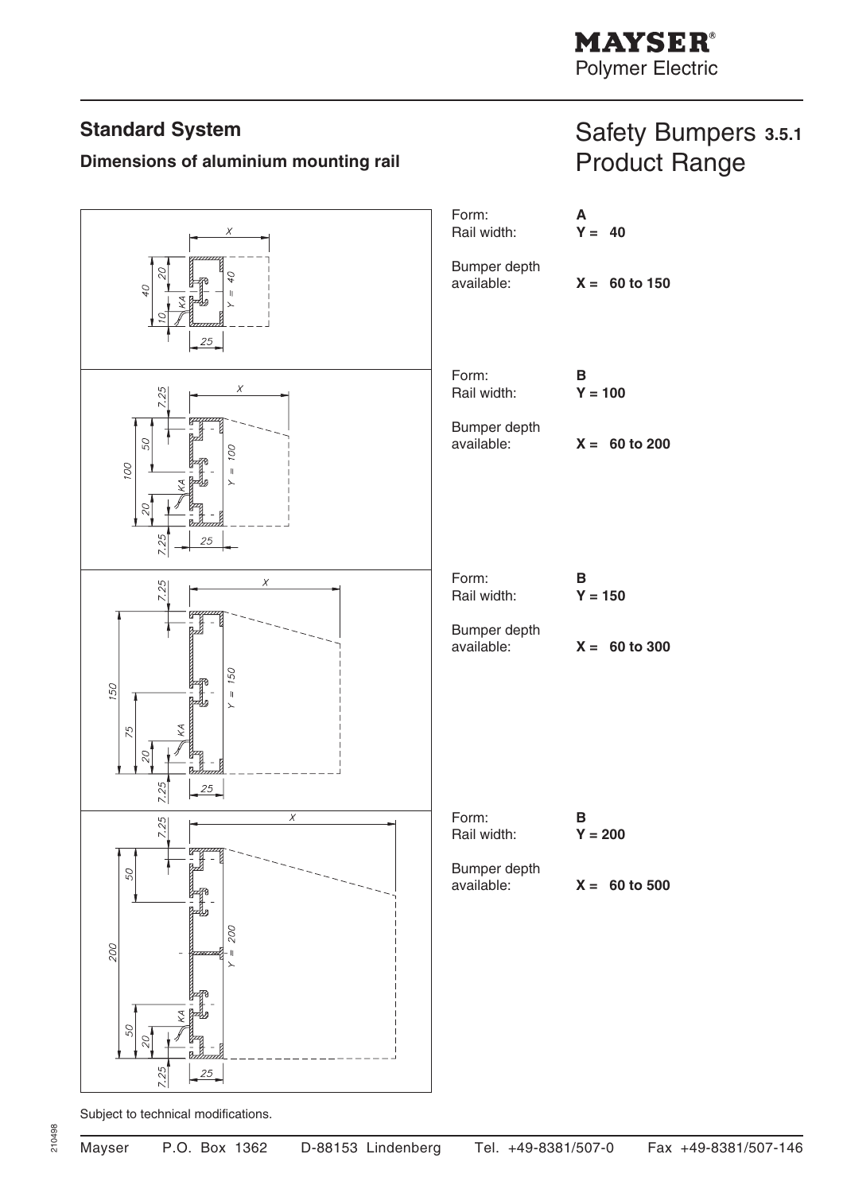MAYSER®
Polymer Electric

## Standard System

### Dimensions of aluminium mounting rail

# Safety Bumpers 3.5.1 Product Range

Form: **A**
Rail width: **Y = 40**

Bumper depth available: **X = 60 to 150**

Form: **B**
Rail width: **Y = 100**

Bumper depth available: **X = 60 to 200**

Form: **B**
Rail width: **Y = 150**

Bumper depth available: **X = 60 to 300**

Form: **B**
Rail width: **Y = 200**

Bumper depth available: **X = 60 to 500**

Subject to technical modifications.

Mayser P.O. Box 1362 D-88153 Lindenberg Tel. +49-8381/507-0 Fax +49-8381/507-146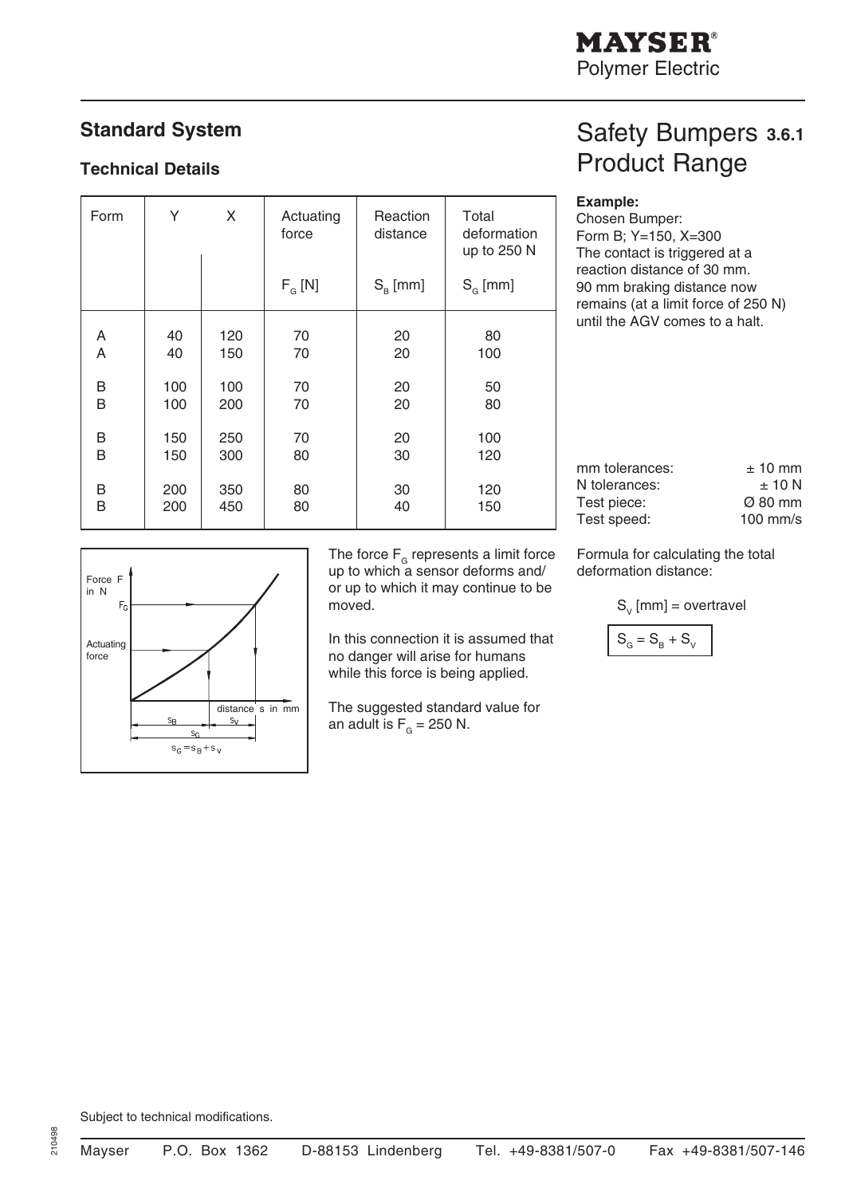# Safety Bumpers 3.6.1 Product Range

## Standard System

### Technical Details

| Form | Y | X | Actuating force | Reaction distance | Total deformation up to 250 N |
|---|---|---|---|---|---|
| | | | $F_G$ [N] | $S_B$ [mm] | $S_G$ [mm] |
| A | 40 | 120 | 70 | 20 | 80 |
| A | 40 | 150 | 70 | 20 | 100 |
| B | 100 | 100 | 70 | 20 | 50 |
| B | 100 | 200 | 70 | 20 | 80 |
| B | 150 | 250 | 70 | 20 | 100 |
| B | 150 | 300 | 80 | 30 | 120 |
| B | 200 | 350 | 80 | 30 | 120 |
| B | 200 | 450 | 80 | 40 | 150 |

Force F in N

$F_G$

Actuating force

distance s in mm

$s_B$ $s_V$

$s_G$

$s_G = s_B + s_V$

The force $F_G$ represents a limit force up to which a sensor deforms and/ or up to which it may continue to be moved.

In this connection it is assumed that no danger will arise for humans while this force is being applied.

The suggested standard value for an adult is $F_G$ = 250 N.

**Example:**
Chosen Bumper:
Form B; Y=150, X=300
The contact is triggered at a reaction distance of 30 mm.
90 mm braking distance now remains (at a limit force of 250 N) until the AGV comes to a halt.

| | |
|---|---|
| mm tolerances: | ± 10 mm |
| N tolerances: | ± 10 N |
| Test piece: | Ø 80 mm |
| Test speed: | 100 mm/s |

Formula for calculating the total deformation distance:

$S_V$ [mm] = overtravel

$$S_G = S_B + S_V$$

Subject to technical modifications.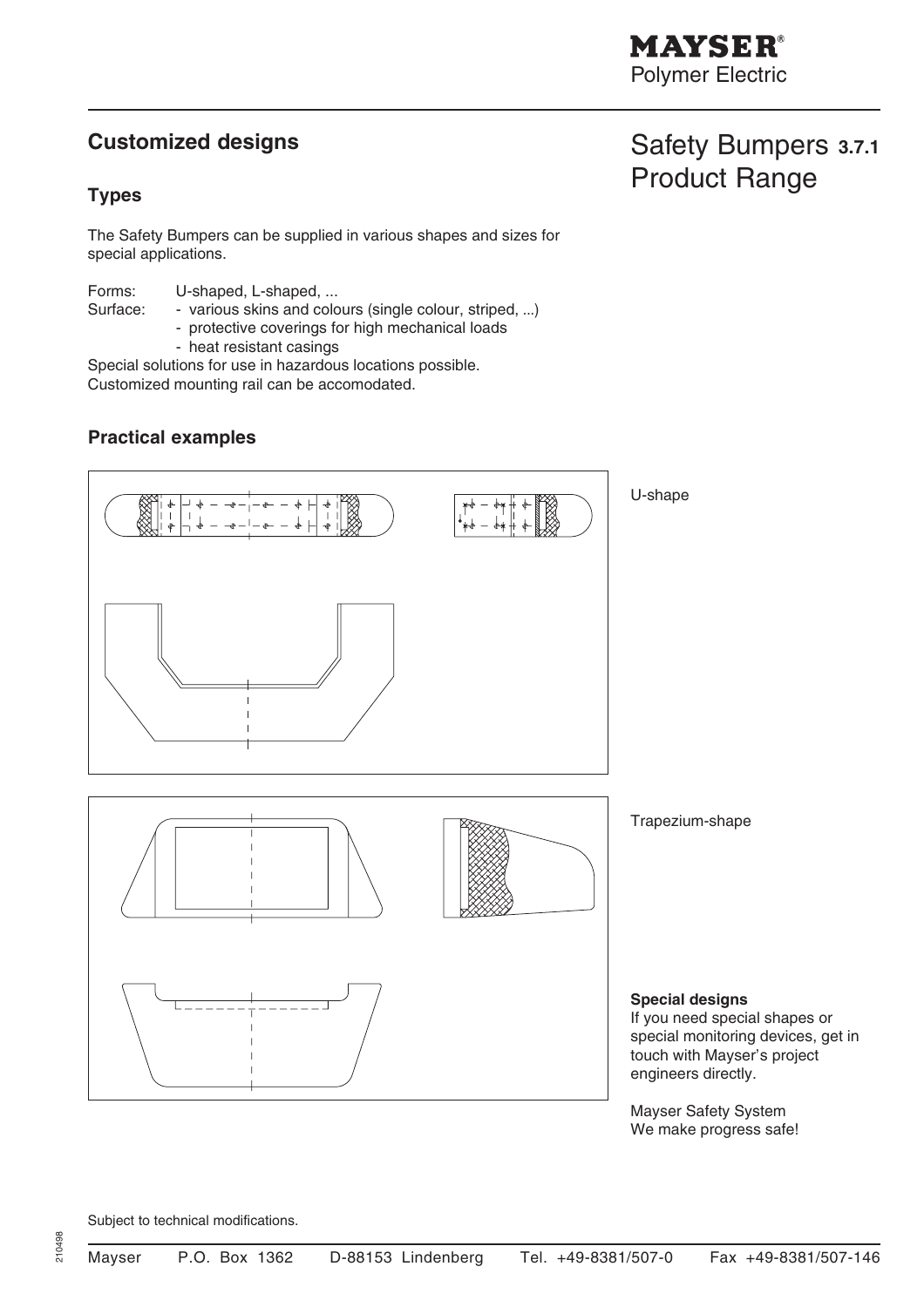# Safety Bumpers 3.7.1 Product Range

## Customized designs

### Types

The Safety Bumpers can be supplied in various shapes and sizes for special applications.

Forms: U-shaped, L-shaped, ...
Surface:
- various skins and colours (single colour, striped, ...)
- protective coverings for high mechanical loads
- heat resistant casings

Special solutions for use in hazardous locations possible.
Customized mounting rail can be accomodated.

### Practical examples

U-shape

Trapezium-shape

**Special designs**
If you need special shapes or special monitoring devices, get in touch with Mayser's project engineers directly.

Mayser Safety System
We make progress safe!

Subject to technical modifications.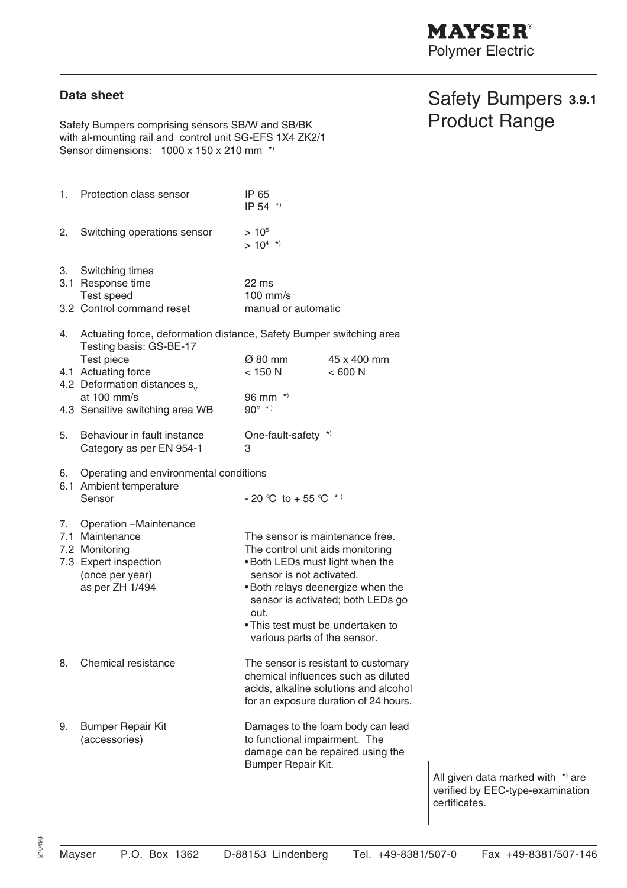**MAYSER®**
Polymer Electric

## Data sheet

# Safety Bumpers 3.9.1 Product Range

Safety Bumpers comprising sensors SB/W and SB/BK
with al-mounting rail and control unit SG-EFS 1X4 ZK2/1
Sensor dimensions: 1000 x 150 x 210 mm *)

| | | | |
|---|---|---|---|
| 1. | Protection class sensor | IP 65<br>IP 54 *) | |
| 2. | Switching operations sensor | $> 10^5$<br>$> 10^4$ *) | |
| 3. | Switching times | | |
| 3.1 | Response time<br>Test speed | 22 ms<br>100 mm/s | |
| 3.2 | Control command reset | manual or automatic | |
| 4. | Actuating force, deformation distance, Safety Bumper switching area<br>Testing basis: GS-BE-17 | | |
| | Test piece | Ø 80 mm | 45 x 400 mm |
| 4.1 | Actuating force | < 150 N | < 600 N |
| 4.2 | Deformation distances $s_v$<br>at 100 mm/s | 96 mm *) | |
| 4.3 | Sensitive switching area WB | 90° *) | |
| 5. | Behaviour in fault instance<br>Category as per EN 954-1 | One-fault-safety *)<br>3 | |
| 6. | Operating and environmental conditions | | |
| 6.1 | Ambient temperature<br>Sensor | - 20 °C to + 55 °C *) | |
| 7. | Operation –Maintenance | | |
| 7.1 | Maintenance | The sensor is maintenance free. | |
| 7.2 | Monitoring | The control unit aids monitoring | |
| 7.3 | Expert inspection<br>(once per year)<br>as per ZH 1/494 | • Both LEDs must light when the sensor is not activated.<br>• Both relays deenergize when the sensor is activated; both LEDs go out.<br>• This test must be undertaken to various parts of the sensor. | |
| 8. | Chemical resistance | The sensor is resistant to customary chemical influences such as diluted acids, alkaline solutions and alcohol for an exposure duration of 24 hours. | |
| 9. | Bumper Repair Kit<br>(accessories) | Damages to the foam body can lead to functional impairment. The damage can be repaired using the Bumper Repair Kit. | |

All given data marked with *) are verified by EEC-type-examination certificates.

210498

Mayser P.O. Box 1362 D-88153 Lindenberg Tel. +49-8381/507-0 Fax +49-8381/507-146